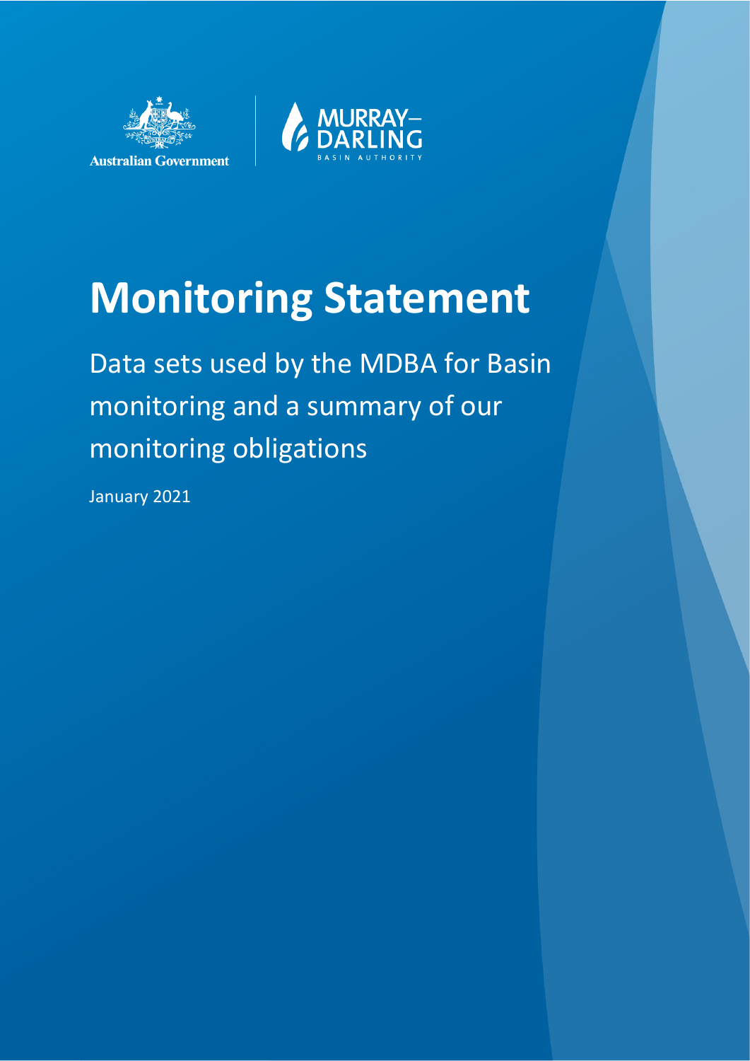Australian Government

MURRAY–DARLING BASIN AUTHORITY

# Monitoring Statement

## Data sets used by the MDBA for Basin monitoring and a summary of our monitoring obligations

January 2021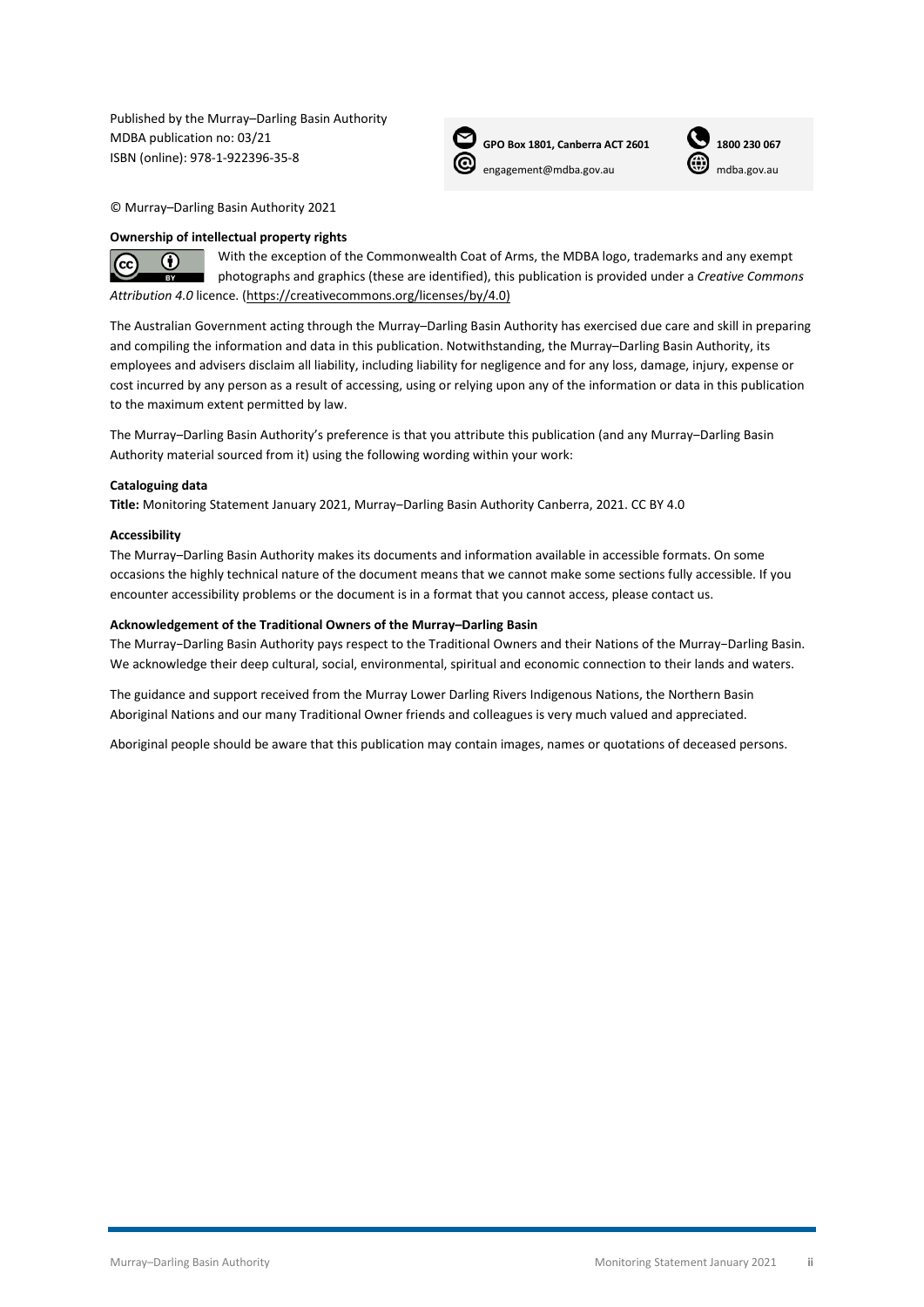Published by the Murray–Darling Basin Authority
MDBA publication no: 03/21
ISBN (online): 978-1-922396-35-8

**GPO Box 1801, Canberra ACT 2601**
engagement@mdba.gov.au
**1800 230 067**
mdba.gov.au

© Murray–Darling Basin Authority 2021

**Ownership of intellectual property rights**

With the exception of the Commonwealth Coat of Arms, the MDBA logo, trademarks and any exempt photographs and graphics (these are identified), this publication is provided under a *Creative Commons Attribution 4.0* licence. (https://creativecommons.org/licenses/by/4.0)

The Australian Government acting through the Murray–Darling Basin Authority has exercised due care and skill in preparing and compiling the information and data in this publication. Notwithstanding, the Murray–Darling Basin Authority, its employees and advisers disclaim all liability, including liability for negligence and for any loss, damage, injury, expense or cost incurred by any person as a result of accessing, using or relying upon any of the information or data in this publication to the maximum extent permitted by law.

The Murray–Darling Basin Authority's preference is that you attribute this publication (and any Murray–Darling Basin Authority material sourced from it) using the following wording within your work:

**Cataloguing data**

**Title:** Monitoring Statement January 2021, Murray–Darling Basin Authority Canberra, 2021. CC BY 4.0

**Accessibility**

The Murray–Darling Basin Authority makes its documents and information available in accessible formats. On some occasions the highly technical nature of the document means that we cannot make some sections fully accessible. If you encounter accessibility problems or the document is in a format that you cannot access, please contact us.

**Acknowledgement of the Traditional Owners of the Murray–Darling Basin**

The Murray−Darling Basin Authority pays respect to the Traditional Owners and their Nations of the Murray−Darling Basin. We acknowledge their deep cultural, social, environmental, spiritual and economic connection to their lands and waters.

The guidance and support received from the Murray Lower Darling Rivers Indigenous Nations, the Northern Basin Aboriginal Nations and our many Traditional Owner friends and colleagues is very much valued and appreciated.

Aboriginal people should be aware that this publication may contain images, names or quotations of deceased persons.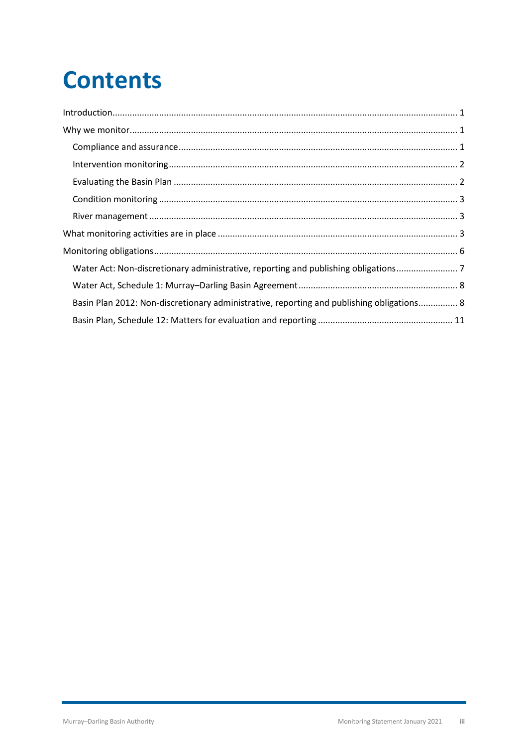# Contents

- Introduction ... 1
- Why we monitor ... 1
  - Compliance and assurance ... 1
  - Intervention monitoring ... 2
  - Evaluating the Basin Plan ... 2
  - Condition monitoring ... 3
  - River management ... 3
- What monitoring activities are in place ... 3
- Monitoring obligations ... 6
  - Water Act: Non-discretionary administrative, reporting and publishing obligations ... 7
  - Water Act, Schedule 1: Murray–Darling Basin Agreement ... 8
  - Basin Plan 2012: Non-discretionary administrative, reporting and publishing obligations ... 8
  - Basin Plan, Schedule 12: Matters for evaluation and reporting ... 11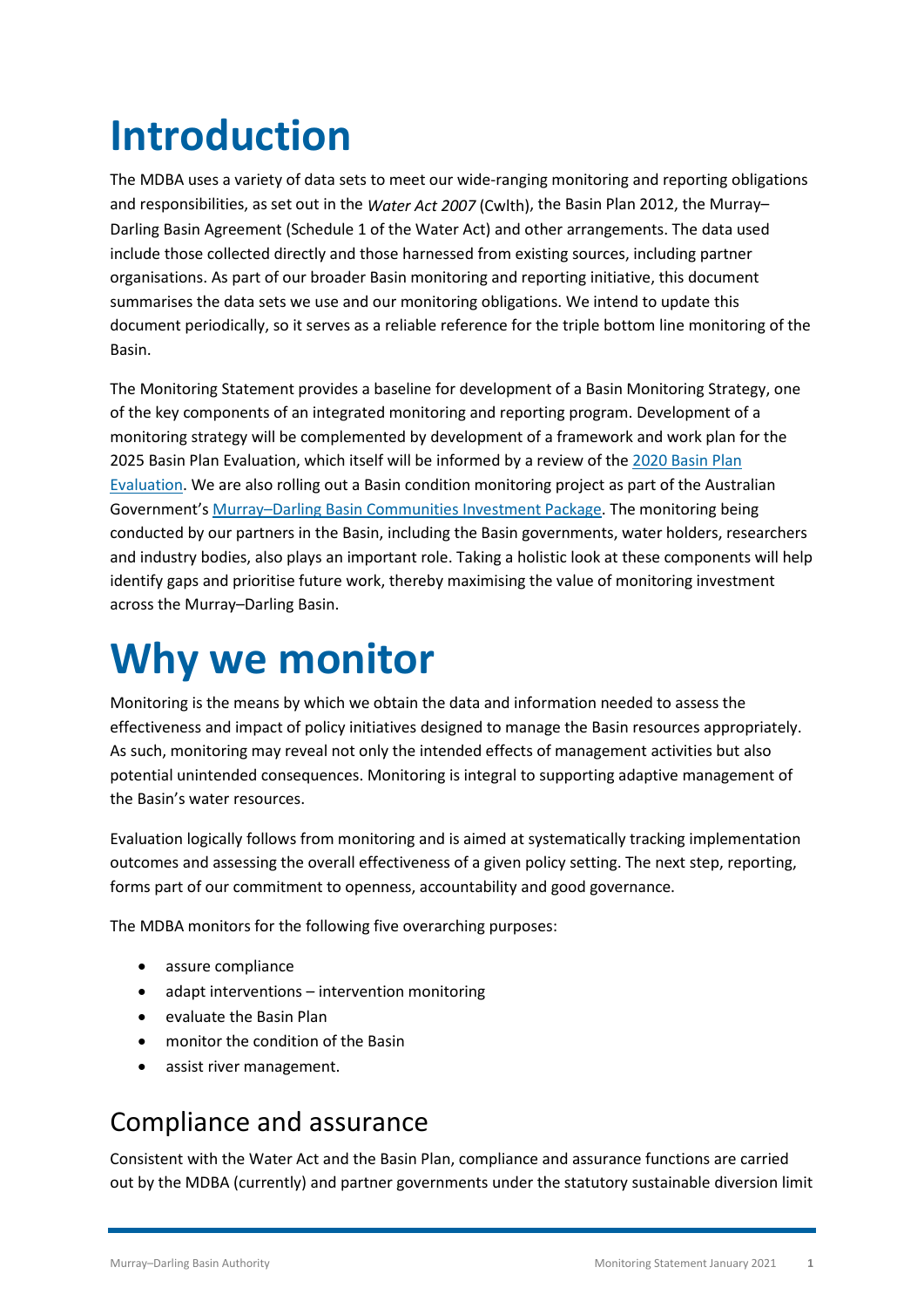# Introduction

The MDBA uses a variety of data sets to meet our wide-ranging monitoring and reporting obligations and responsibilities, as set out in the *Water Act 2007* (Cwlth), the Basin Plan 2012, the Murray–Darling Basin Agreement (Schedule 1 of the Water Act) and other arrangements. The data used include those collected directly and those harnessed from existing sources, including partner organisations. As part of our broader Basin monitoring and reporting initiative, this document summarises the data sets we use and our monitoring obligations. We intend to update this document periodically, so it serves as a reliable reference for the triple bottom line monitoring of the Basin.

The Monitoring Statement provides a baseline for development of a Basin Monitoring Strategy, one of the key components of an integrated monitoring and reporting program. Development of a monitoring strategy will be complemented by development of a framework and work plan for the 2025 Basin Plan Evaluation, which itself will be informed by a review of the 2020 Basin Plan Evaluation. We are also rolling out a Basin condition monitoring project as part of the Australian Government's Murray–Darling Basin Communities Investment Package. The monitoring being conducted by our partners in the Basin, including the Basin governments, water holders, researchers and industry bodies, also plays an important role. Taking a holistic look at these components will help identify gaps and prioritise future work, thereby maximising the value of monitoring investment across the Murray–Darling Basin.

# Why we monitor

Monitoring is the means by which we obtain the data and information needed to assess the effectiveness and impact of policy initiatives designed to manage the Basin resources appropriately. As such, monitoring may reveal not only the intended effects of management activities but also potential unintended consequences. Monitoring is integral to supporting adaptive management of the Basin's water resources.

Evaluation logically follows from monitoring and is aimed at systematically tracking implementation outcomes and assessing the overall effectiveness of a given policy setting. The next step, reporting, forms part of our commitment to openness, accountability and good governance.

The MDBA monitors for the following five overarching purposes:

- assure compliance
- adapt interventions – intervention monitoring
- evaluate the Basin Plan
- monitor the condition of the Basin
- assist river management.

## Compliance and assurance

Consistent with the Water Act and the Basin Plan, compliance and assurance functions are carried out by the MDBA (currently) and partner governments under the statutory sustainable diversion limit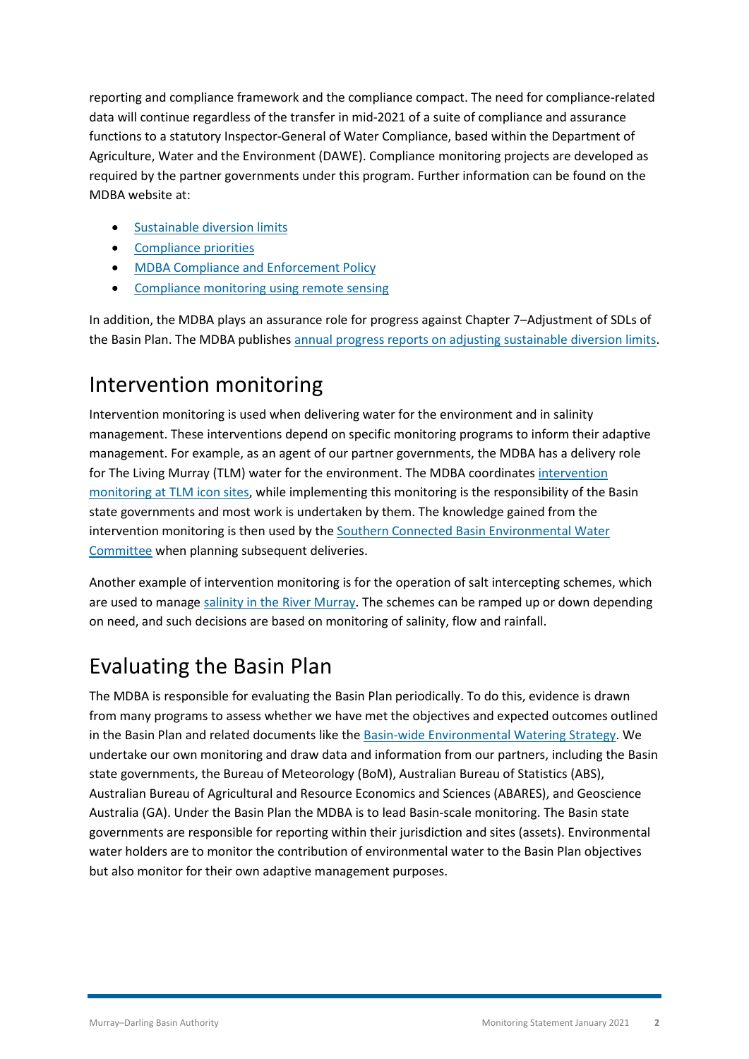reporting and compliance framework and the compliance compact. The need for compliance-related data will continue regardless of the transfer in mid-2021 of a suite of compliance and assurance functions to a statutory Inspector-General of Water Compliance, based within the Department of Agriculture, Water and the Environment (DAWE). Compliance monitoring projects are developed as required by the partner governments under this program. Further information can be found on the MDBA website at:

- Sustainable diversion limits
- Compliance priorities
- MDBA Compliance and Enforcement Policy
- Compliance monitoring using remote sensing

In addition, the MDBA plays an assurance role for progress against Chapter 7–Adjustment of SDLs of the Basin Plan. The MDBA publishes annual progress reports on adjusting sustainable diversion limits.

# Intervention monitoring

Intervention monitoring is used when delivering water for the environment and in salinity management. These interventions depend on specific monitoring programs to inform their adaptive management. For example, as an agent of our partner governments, the MDBA has a delivery role for The Living Murray (TLM) water for the environment. The MDBA coordinates intervention monitoring at TLM icon sites, while implementing this monitoring is the responsibility of the Basin state governments and most work is undertaken by them. The knowledge gained from the intervention monitoring is then used by the Southern Connected Basin Environmental Water Committee when planning subsequent deliveries.

Another example of intervention monitoring is for the operation of salt intercepting schemes, which are used to manage salinity in the River Murray. The schemes can be ramped up or down depending on need, and such decisions are based on monitoring of salinity, flow and rainfall.

# Evaluating the Basin Plan

The MDBA is responsible for evaluating the Basin Plan periodically. To do this, evidence is drawn from many programs to assess whether we have met the objectives and expected outcomes outlined in the Basin Plan and related documents like the Basin-wide Environmental Watering Strategy. We undertake our own monitoring and draw data and information from our partners, including the Basin state governments, the Bureau of Meteorology (BoM), Australian Bureau of Statistics (ABS), Australian Bureau of Agricultural and Resource Economics and Sciences (ABARES), and Geoscience Australia (GA). Under the Basin Plan the MDBA is to lead Basin-scale monitoring. The Basin state governments are responsible for reporting within their jurisdiction and sites (assets). Environmental water holders are to monitor the contribution of environmental water to the Basin Plan objectives but also monitor for their own adaptive management purposes.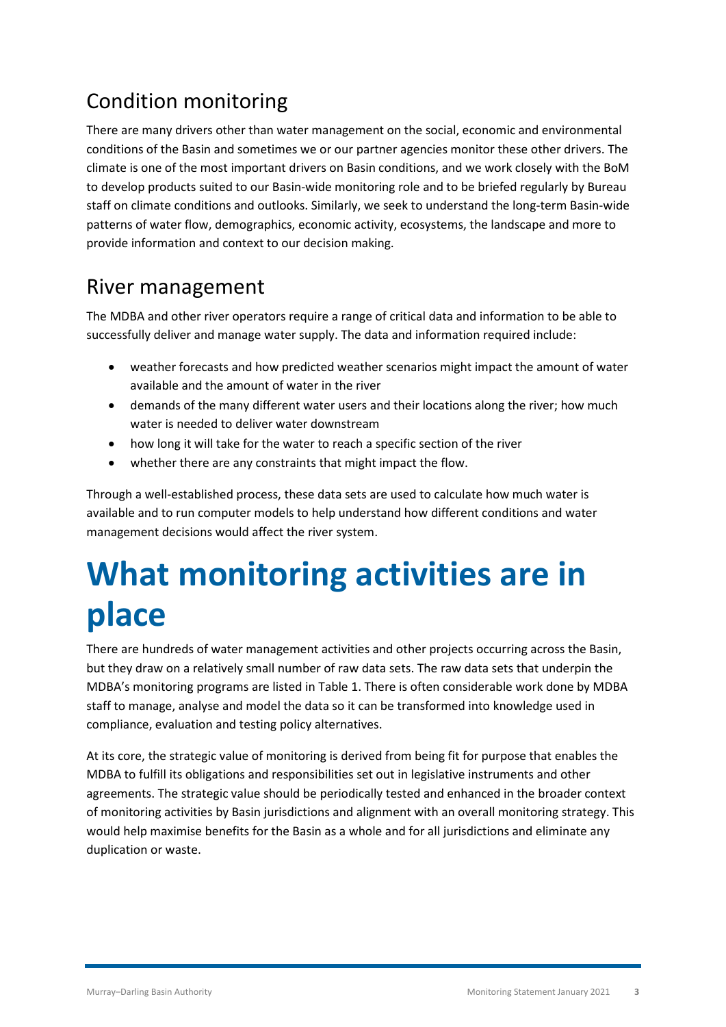## Condition monitoring

There are many drivers other than water management on the social, economic and environmental conditions of the Basin and sometimes we or our partner agencies monitor these other drivers. The climate is one of the most important drivers on Basin conditions, and we work closely with the BoM to develop products suited to our Basin-wide monitoring role and to be briefed regularly by Bureau staff on climate conditions and outlooks. Similarly, we seek to understand the long-term Basin-wide patterns of water flow, demographics, economic activity, ecosystems, the landscape and more to provide information and context to our decision making.

## River management

The MDBA and other river operators require a range of critical data and information to be able to successfully deliver and manage water supply. The data and information required include:

- weather forecasts and how predicted weather scenarios might impact the amount of water available and the amount of water in the river
- demands of the many different water users and their locations along the river; how much water is needed to deliver water downstream
- how long it will take for the water to reach a specific section of the river
- whether there are any constraints that might impact the flow.

Through a well-established process, these data sets are used to calculate how much water is available and to run computer models to help understand how different conditions and water management decisions would affect the river system.

# What monitoring activities are in place

There are hundreds of water management activities and other projects occurring across the Basin, but they draw on a relatively small number of raw data sets. The raw data sets that underpin the MDBA's monitoring programs are listed in Table 1. There is often considerable work done by MDBA staff to manage, analyse and model the data so it can be transformed into knowledge used in compliance, evaluation and testing policy alternatives.

At its core, the strategic value of monitoring is derived from being fit for purpose that enables the MDBA to fulfill its obligations and responsibilities set out in legislative instruments and other agreements. The strategic value should be periodically tested and enhanced in the broader context of monitoring activities by Basin jurisdictions and alignment with an overall monitoring strategy. This would help maximise benefits for the Basin as a whole and for all jurisdictions and eliminate any duplication or waste.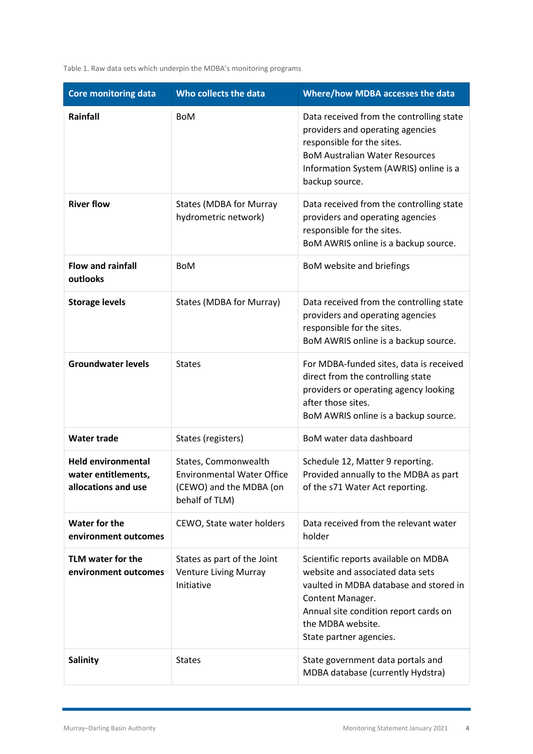Table 1. Raw data sets which underpin the MDBA's monitoring programs

| Core monitoring data | Who collects the data | Where/how MDBA accesses the data |
|---|---|---|
| **Rainfall** | BoM | Data received from the controlling state providers and operating agencies responsible for the sites.<br>BoM Australian Water Resources Information System (AWRIS) online is a backup source. |
| **River flow** | States (MDBA for Murray hydrometric network) | Data received from the controlling state providers and operating agencies responsible for the sites.<br>BoM AWRIS online is a backup source. |
| **Flow and rainfall outlooks** | BoM | BoM website and briefings |
| **Storage levels** | States (MDBA for Murray) | Data received from the controlling state providers and operating agencies responsible for the sites.<br>BoM AWRIS online is a backup source. |
| **Groundwater levels** | States | For MDBA-funded sites, data is received direct from the controlling state providers or operating agency looking after those sites.<br>BoM AWRIS online is a backup source. |
| **Water trade** | States (registers) | BoM water data dashboard |
| **Held environmental water entitlements, allocations and use** | States, Commonwealth Environmental Water Office (CEWO) and the MDBA (on behalf of TLM) | Schedule 12, Matter 9 reporting. Provided annually to the MDBA as part of the s71 Water Act reporting. |
| **Water for the environment outcomes** | CEWO, State water holders | Data received from the relevant water holder |
| **TLM water for the environment outcomes** | States as part of the Joint Venture Living Murray Initiative | Scientific reports available on MDBA website and associated data sets vaulted in MDBA database and stored in Content Manager.<br>Annual site condition report cards on the MDBA website.<br>State partner agencies. |
| **Salinity** | States | State government data portals and MDBA database (currently Hydstra) |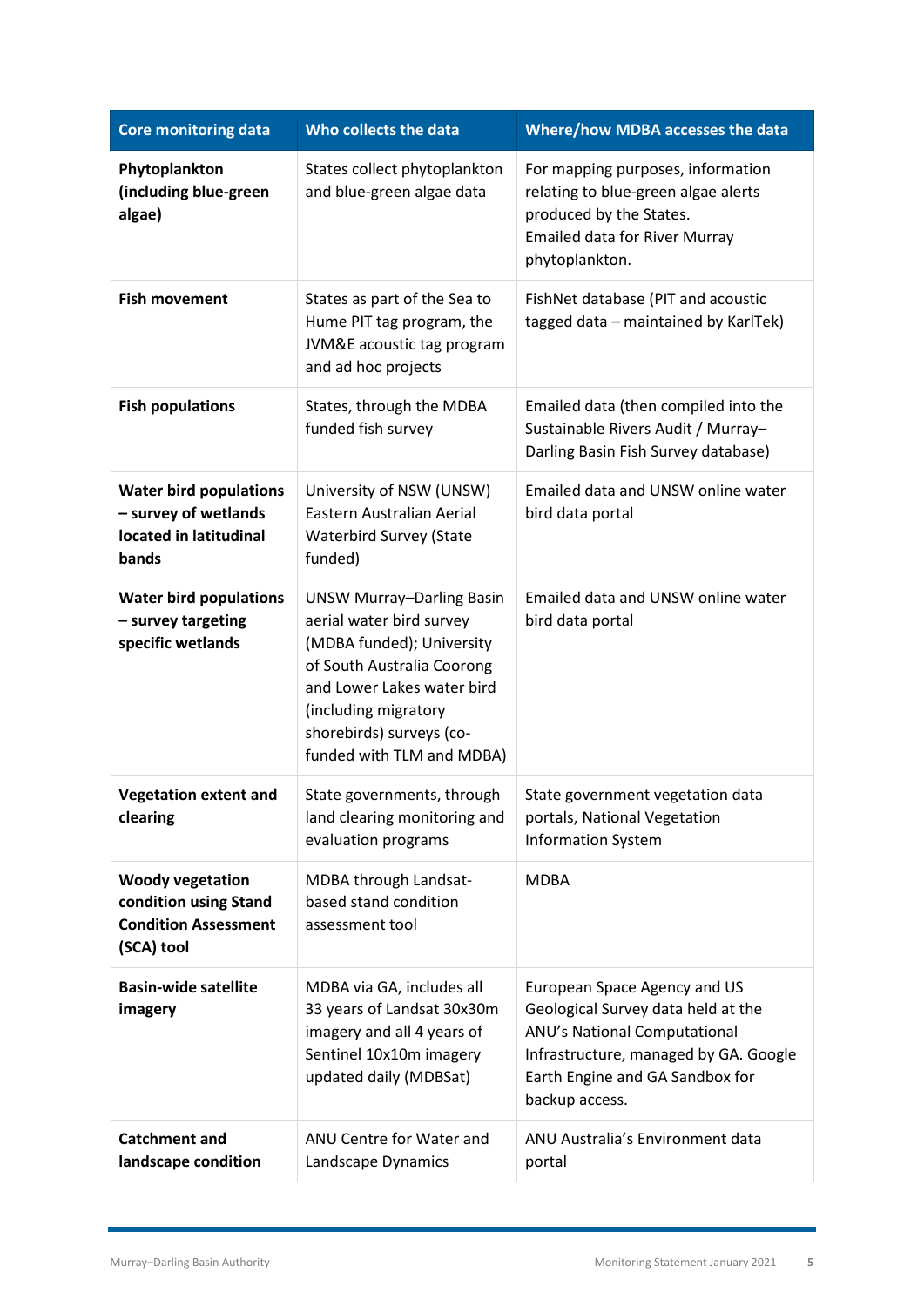| Core monitoring data | Who collects the data | Where/how MDBA accesses the data |
|---|---|---|
| **Phytoplankton (including blue-green algae)** | States collect phytoplankton and blue-green algae data | For mapping purposes, information relating to blue-green algae alerts produced by the States. Emailed data for River Murray phytoplankton. |
| **Fish movement** | States as part of the Sea to Hume PIT tag program, the JVM&E acoustic tag program and ad hoc projects | FishNet database (PIT and acoustic tagged data – maintained by KarlTek) |
| **Fish populations** | States, through the MDBA funded fish survey | Emailed data (then compiled into the Sustainable Rivers Audit / Murray–Darling Basin Fish Survey database) |
| **Water bird populations – survey of wetlands located in latitudinal bands** | University of NSW (UNSW) Eastern Australian Aerial Waterbird Survey (State funded) | Emailed data and UNSW online water bird data portal |
| **Water bird populations – survey targeting specific wetlands** | UNSW Murray–Darling Basin aerial water bird survey (MDBA funded); University of South Australia Coorong and Lower Lakes water bird (including migratory shorebirds) surveys (co-funded with TLM and MDBA) | Emailed data and UNSW online water bird data portal |
| **Vegetation extent and clearing** | State governments, through land clearing monitoring and evaluation programs | State government vegetation data portals, National Vegetation Information System |
| **Woody vegetation condition using Stand Condition Assessment (SCA) tool** | MDBA through Landsat-based stand condition assessment tool | MDBA |
| **Basin-wide satellite imagery** | MDBA via GA, includes all 33 years of Landsat 30x30m imagery and all 4 years of Sentinel 10x10m imagery updated daily (MDBSat) | European Space Agency and US Geological Survey data held at the ANU's National Computational Infrastructure, managed by GA. Google Earth Engine and GA Sandbox for backup access. |
| **Catchment and landscape condition** | ANU Centre for Water and Landscape Dynamics | ANU Australia's Environment data portal |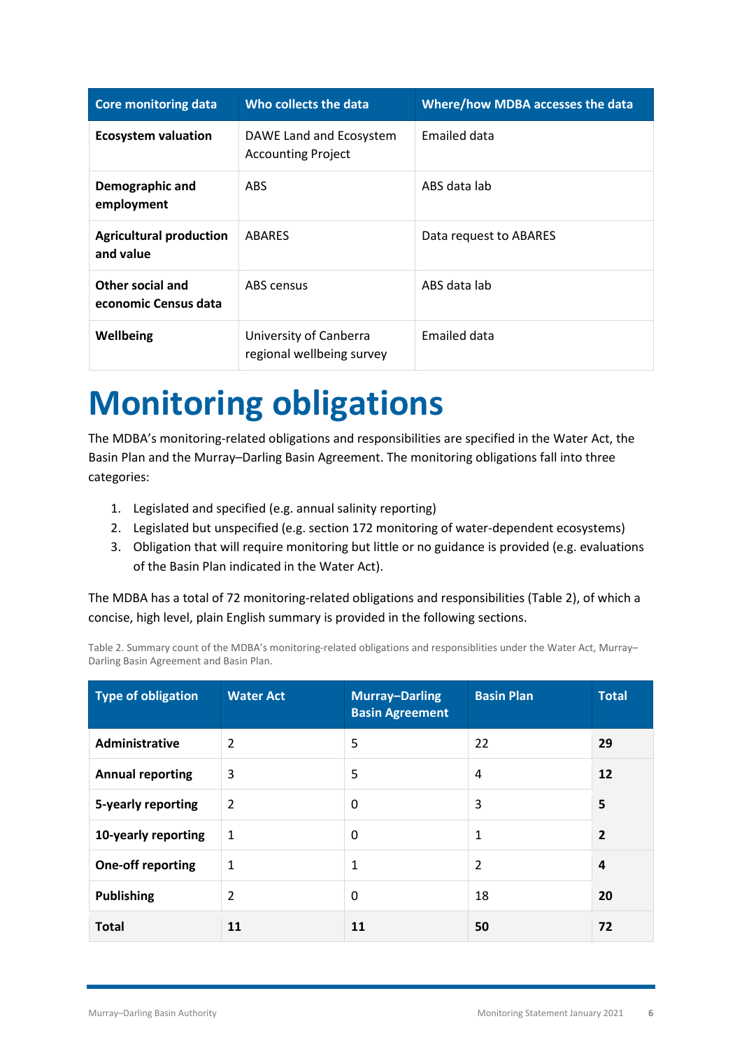| Core monitoring data | Who collects the data | Where/how MDBA accesses the data |
|---|---|---|
| **Ecosystem valuation** | DAWE Land and Ecosystem Accounting Project | Emailed data |
| **Demographic and employment** | ABS | ABS data lab |
| **Agricultural production and value** | ABARES | Data request to ABARES |
| **Other social and economic Census data** | ABS census | ABS data lab |
| **Wellbeing** | University of Canberra regional wellbeing survey | Emailed data |

# Monitoring obligations

The MDBA's monitoring-related obligations and responsibilities are specified in the Water Act, the Basin Plan and the Murray–Darling Basin Agreement. The monitoring obligations fall into three categories:

1. Legislated and specified (e.g. annual salinity reporting)
2. Legislated but unspecified (e.g. section 172 monitoring of water-dependent ecosystems)
3. Obligation that will require monitoring but little or no guidance is provided (e.g. evaluations of the Basin Plan indicated in the Water Act).

The MDBA has a total of 72 monitoring-related obligations and responsibilities (Table 2), of which a concise, high level, plain English summary is provided in the following sections.

Table 2. Summary count of the MDBA's monitoring-related obligations and responsiblities under the Water Act, Murray–Darling Basin Agreement and Basin Plan.

| Type of obligation | Water Act | Murray–Darling Basin Agreement | Basin Plan | Total |
|---|---|---|---|---|
| **Administrative** | 2 | 5 | 22 | **29** |
| **Annual reporting** | 3 | 5 | 4 | **12** |
| **5-yearly reporting** | 2 | 0 | 3 | **5** |
| **10-yearly reporting** | 1 | 0 | 1 | **2** |
| **One-off reporting** | 1 | 1 | 2 | **4** |
| **Publishing** | 2 | 0 | 18 | **20** |
| **Total** | **11** | **11** | **50** | **72** |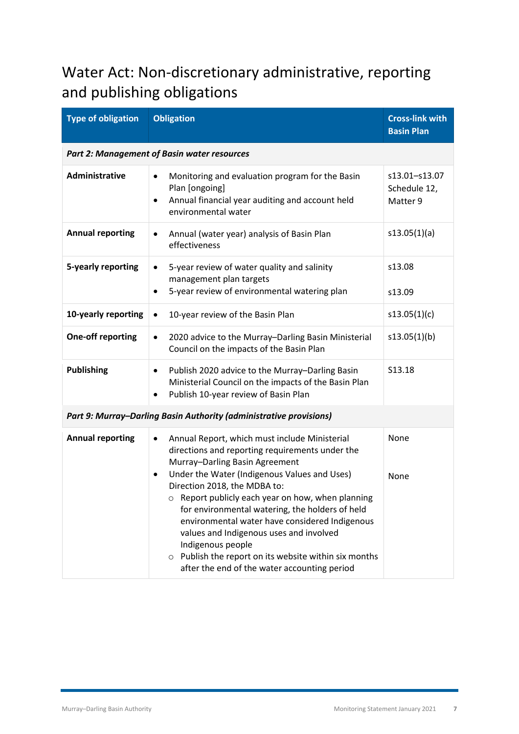# Water Act: Non-discretionary administrative, reporting and publishing obligations

| Type of obligation | Obligation | Cross-link with Basin Plan |
|---|---|---|
| *Part 2: Management of Basin water resources* | | |
| **Administrative** | • Monitoring and evaluation program for the Basin Plan [ongoing]<br>• Annual financial year auditing and account held environmental water | s13.01–s13.07<br>Schedule 12, Matter 9 |
| **Annual reporting** | • Annual (water year) analysis of Basin Plan effectiveness | s13.05(1)(a) |
| **5-yearly reporting** | • 5-year review of water quality and salinity management plan targets<br>• 5-year review of environmental watering plan | s13.08<br><br>s13.09 |
| **10-yearly reporting** | • 10-year review of the Basin Plan | s13.05(1)(c) |
| **One-off reporting** | • 2020 advice to the Murray–Darling Basin Ministerial Council on the impacts of the Basin Plan | s13.05(1)(b) |
| **Publishing** | • Publish 2020 advice to the Murray–Darling Basin Ministerial Council on the impacts of the Basin Plan<br>• Publish 10-year review of Basin Plan | S13.18 |
| *Part 9: Murray–Darling Basin Authority (administrative provisions)* | | |
| **Annual reporting** | • Annual Report, which must include Ministerial directions and reporting requirements under the Murray–Darling Basin Agreement<br>• Under the Water (Indigenous Values and Uses) Direction 2018, the MDBA to:<br>  ○ Report publicly each year on how, when planning for environmental watering, the holders of held environmental water have considered Indigenous values and Indigenous uses and involved Indigenous people<br>  ○ Publish the report on its website within six months after the end of the water accounting period | None<br><br>None |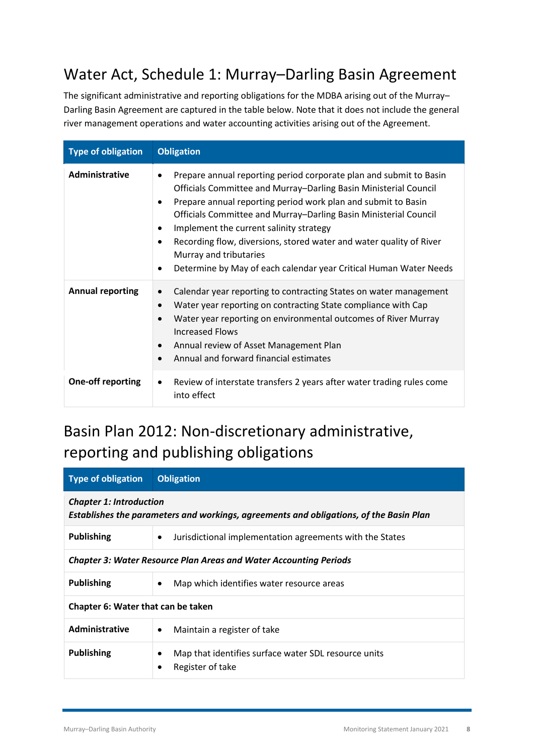## Water Act, Schedule 1: Murray–Darling Basin Agreement

The significant administrative and reporting obligations for the MDBA arising out of the Murray–Darling Basin Agreement are captured in the table below. Note that it does not include the general river management operations and water accounting activities arising out of the Agreement.

| Type of obligation | Obligation |
|---|---|
| **Administrative** | • Prepare annual reporting period corporate plan and submit to Basin Officials Committee and Murray–Darling Basin Ministerial Council<br>• Prepare annual reporting period work plan and submit to Basin Officials Committee and Murray–Darling Basin Ministerial Council<br>• Implement the current salinity strategy<br>• Recording flow, diversions, stored water and water quality of River Murray and tributaries<br>• Determine by May of each calendar year Critical Human Water Needs |
| **Annual reporting** | • Calendar year reporting to contracting States on water management<br>• Water year reporting on contracting State compliance with Cap<br>• Water year reporting on environmental outcomes of River Murray Increased Flows<br>• Annual review of Asset Management Plan<br>• Annual and forward financial estimates |
| **One-off reporting** | • Review of interstate transfers 2 years after water trading rules come into effect |

## Basin Plan 2012: Non-discretionary administrative, reporting and publishing obligations

| Type of obligation | Obligation |
|---|---|
| ***Chapter 1: Introduction*** ***Establishes the parameters and workings, agreements and obligations, of the Basin Plan*** | |
| **Publishing** | • Jurisdictional implementation agreements with the States |
| ***Chapter 3: Water Resource Plan Areas and Water Accounting Periods*** | |
| **Publishing** | • Map which identifies water resource areas |
| **Chapter 6: Water that can be taken** | |
| **Administrative** | • Maintain a register of take |
| **Publishing** | • Map that identifies surface water SDL resource units<br>• Register of take |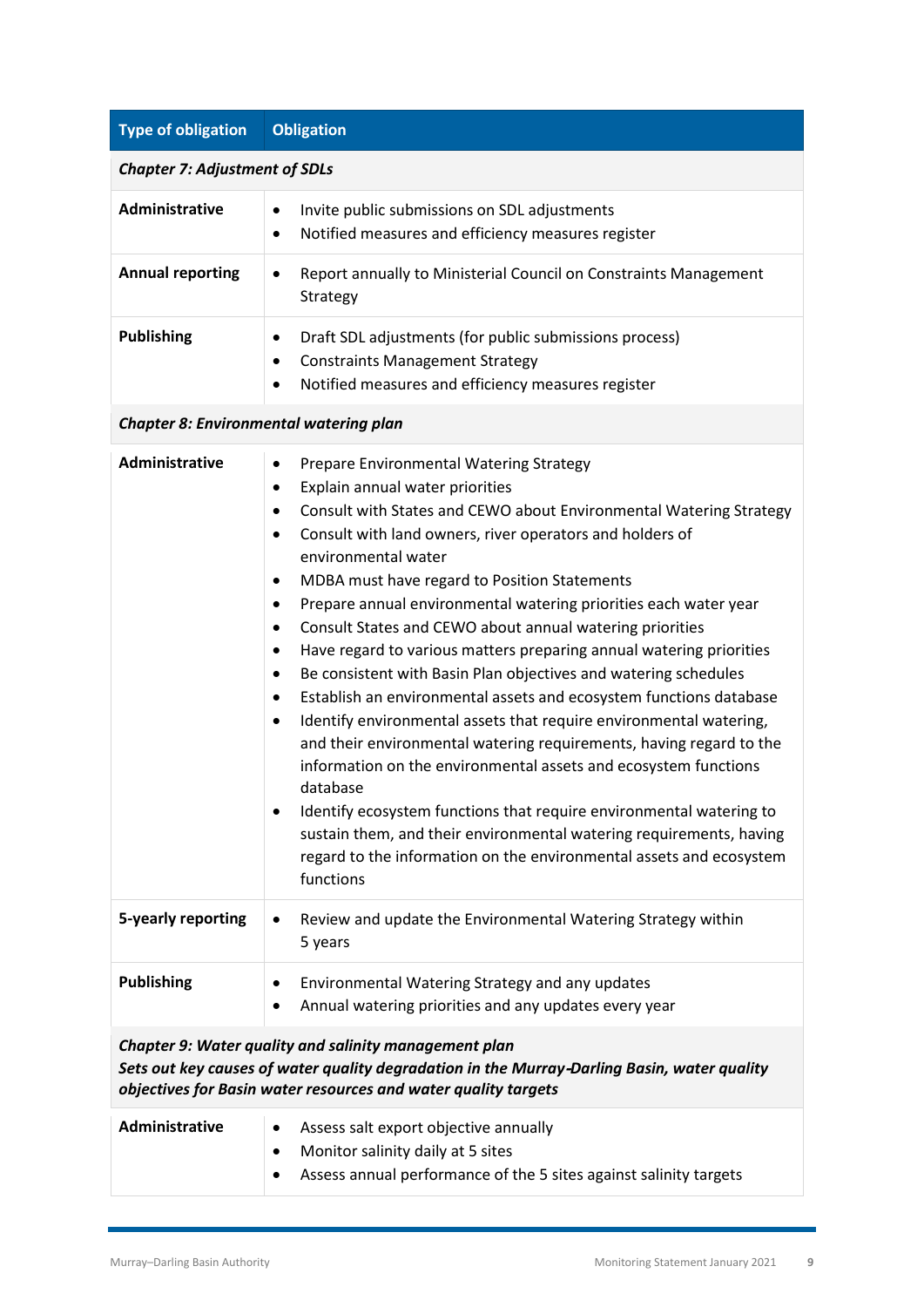| Type of obligation | Obligation |
|---|---|
| ***Chapter 7: Adjustment of SDLs*** | |
| **Administrative** | • Invite public submissions on SDL adjustments<br>• Notified measures and efficiency measures register |
| **Annual reporting** | • Report annually to Ministerial Council on Constraints Management Strategy |
| **Publishing** | • Draft SDL adjustments (for public submissions process)<br>• Constraints Management Strategy<br>• Notified measures and efficiency measures register |
| ***Chapter 8: Environmental watering plan*** | |
| **Administrative** | • Prepare Environmental Watering Strategy<br>• Explain annual water priorities<br>• Consult with States and CEWO about Environmental Watering Strategy<br>• Consult with land owners, river operators and holders of environmental water<br>• MDBA must have regard to Position Statements<br>• Prepare annual environmental watering priorities each water year<br>• Consult States and CEWO about annual watering priorities<br>• Have regard to various matters preparing annual watering priorities<br>• Be consistent with Basin Plan objectives and watering schedules<br>• Establish an environmental assets and ecosystem functions database<br>• Identify environmental assets that require environmental watering, and their environmental watering requirements, having regard to the information on the environmental assets and ecosystem functions database<br>• Identify ecosystem functions that require environmental watering to sustain them, and their environmental watering requirements, having regard to the information on the environmental assets and ecosystem functions |
| **5-yearly reporting** | • Review and update the Environmental Watering Strategy within 5 years |
| **Publishing** | • Environmental Watering Strategy and any updates<br>• Annual watering priorities and any updates every year |
| ***Chapter 9: Water quality and salinity management plan***<br>***Sets out key causes of water quality degradation in the Murray-Darling Basin, water quality objectives for Basin water resources and water quality targets*** | |
| **Administrative** | • Assess salt export objective annually<br>• Monitor salinity daily at 5 sites<br>• Assess annual performance of the 5 sites against salinity targets |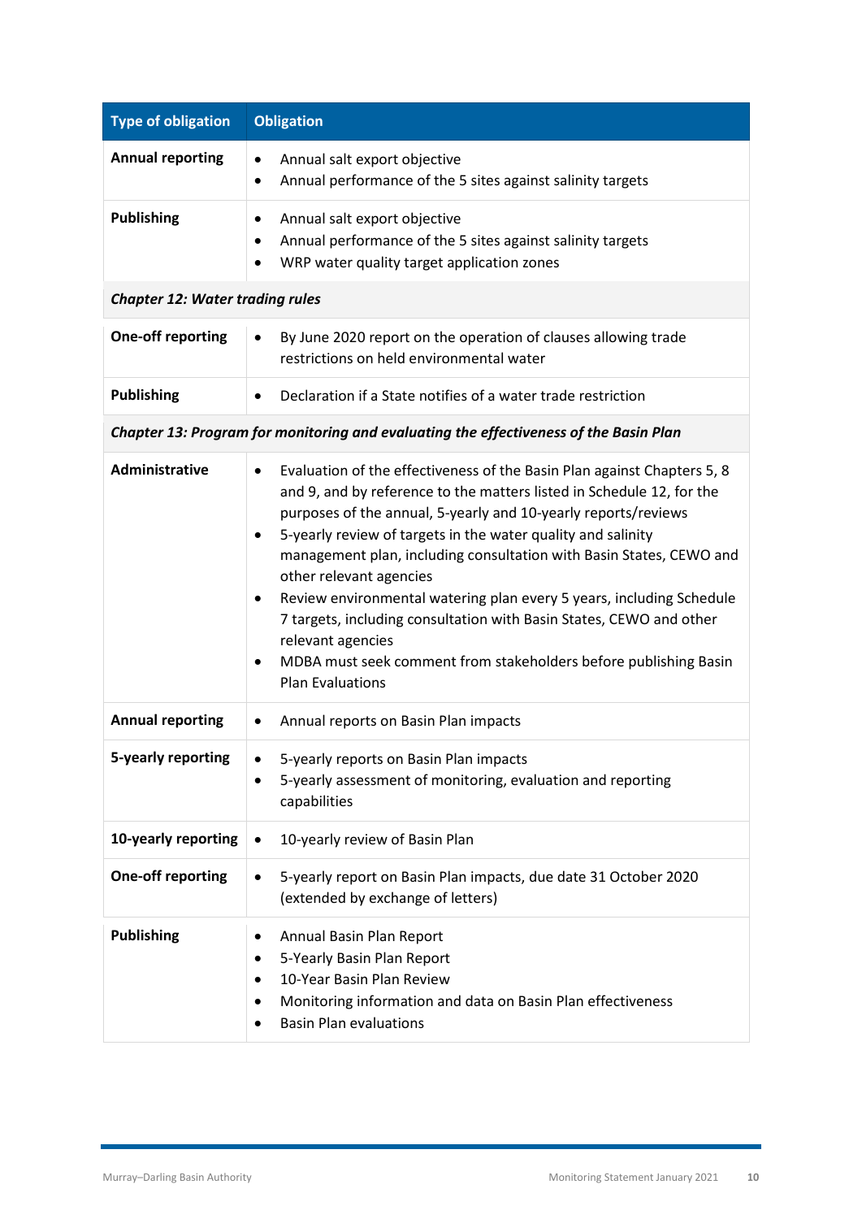| Type of obligation | Obligation |
|---|---|
| **Annual reporting** | • Annual salt export objective<br>• Annual performance of the 5 sites against salinity targets |
| **Publishing** | • Annual salt export objective<br>• Annual performance of the 5 sites against salinity targets<br>• WRP water quality target application zones |
| ***Chapter 12: Water trading rules*** | |
| **One-off reporting** | • By June 2020 report on the operation of clauses allowing trade restrictions on held environmental water |
| **Publishing** | • Declaration if a State notifies of a water trade restriction |
| ***Chapter 13: Program for monitoring and evaluating the effectiveness of the Basin Plan*** | |
| **Administrative** | • Evaluation of the effectiveness of the Basin Plan against Chapters 5, 8 and 9, and by reference to the matters listed in Schedule 12, for the purposes of the annual, 5-yearly and 10-yearly reports/reviews<br>• 5-yearly review of targets in the water quality and salinity management plan, including consultation with Basin States, CEWO and other relevant agencies<br>• Review environmental watering plan every 5 years, including Schedule 7 targets, including consultation with Basin States, CEWO and other relevant agencies<br>• MDBA must seek comment from stakeholders before publishing Basin Plan Evaluations |
| **Annual reporting** | • Annual reports on Basin Plan impacts |
| **5-yearly reporting** | • 5-yearly reports on Basin Plan impacts<br>• 5-yearly assessment of monitoring, evaluation and reporting capabilities |
| **10-yearly reporting** | • 10-yearly review of Basin Plan |
| **One-off reporting** | • 5-yearly report on Basin Plan impacts, due date 31 October 2020 (extended by exchange of letters) |
| **Publishing** | • Annual Basin Plan Report<br>• 5-Yearly Basin Plan Report<br>• 10-Year Basin Plan Review<br>• Monitoring information and data on Basin Plan effectiveness<br>• Basin Plan evaluations |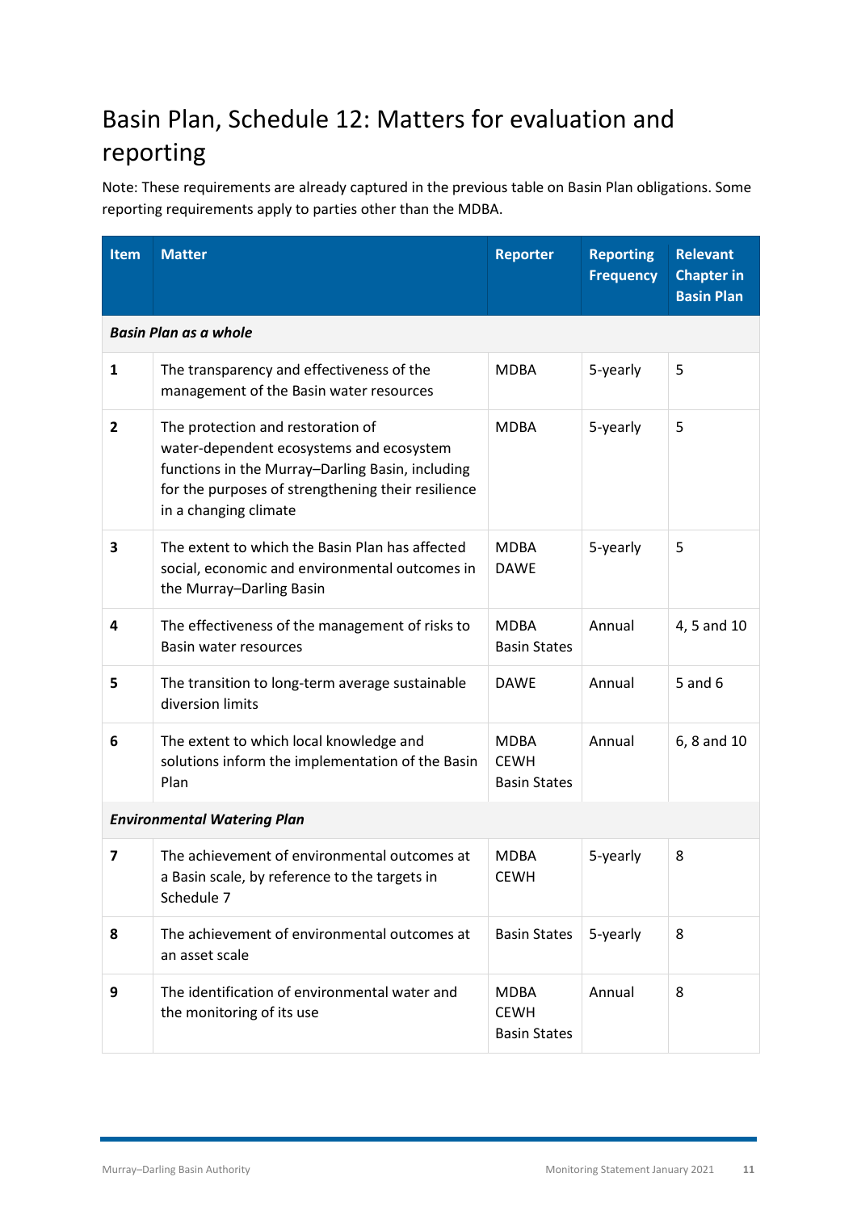## Basin Plan, Schedule 12: Matters for evaluation and reporting

Note: These requirements are already captured in the previous table on Basin Plan obligations. Some reporting requirements apply to parties other than the MDBA.

| Item | Matter | Reporter | Reporting Frequency | Relevant Chapter in Basin Plan |
|---|---|---|---|---|
| ***Basin Plan as a whole*** | | | | |
| **1** | The transparency and effectiveness of the management of the Basin water resources | MDBA | 5-yearly | 5 |
| **2** | The protection and restoration of water-dependent ecosystems and ecosystem functions in the Murray–Darling Basin, including for the purposes of strengthening their resilience in a changing climate | MDBA | 5-yearly | 5 |
| **3** | The extent to which the Basin Plan has affected social, economic and environmental outcomes in the Murray–Darling Basin | MDBA<br>DAWE | 5-yearly | 5 |
| **4** | The effectiveness of the management of risks to Basin water resources | MDBA<br>Basin States | Annual | 4, 5 and 10 |
| **5** | The transition to long-term average sustainable diversion limits | DAWE | Annual | 5 and 6 |
| **6** | The extent to which local knowledge and solutions inform the implementation of the Basin Plan | MDBA<br>CEWH<br>Basin States | Annual | 6, 8 and 10 |
| ***Environmental Watering Plan*** | | | | |
| **7** | The achievement of environmental outcomes at a Basin scale, by reference to the targets in Schedule 7 | MDBA<br>CEWH | 5-yearly | 8 |
| **8** | The achievement of environmental outcomes at an asset scale | Basin States | 5-yearly | 8 |
| **9** | The identification of environmental water and the monitoring of its use | MDBA<br>CEWH<br>Basin States | Annual | 8 |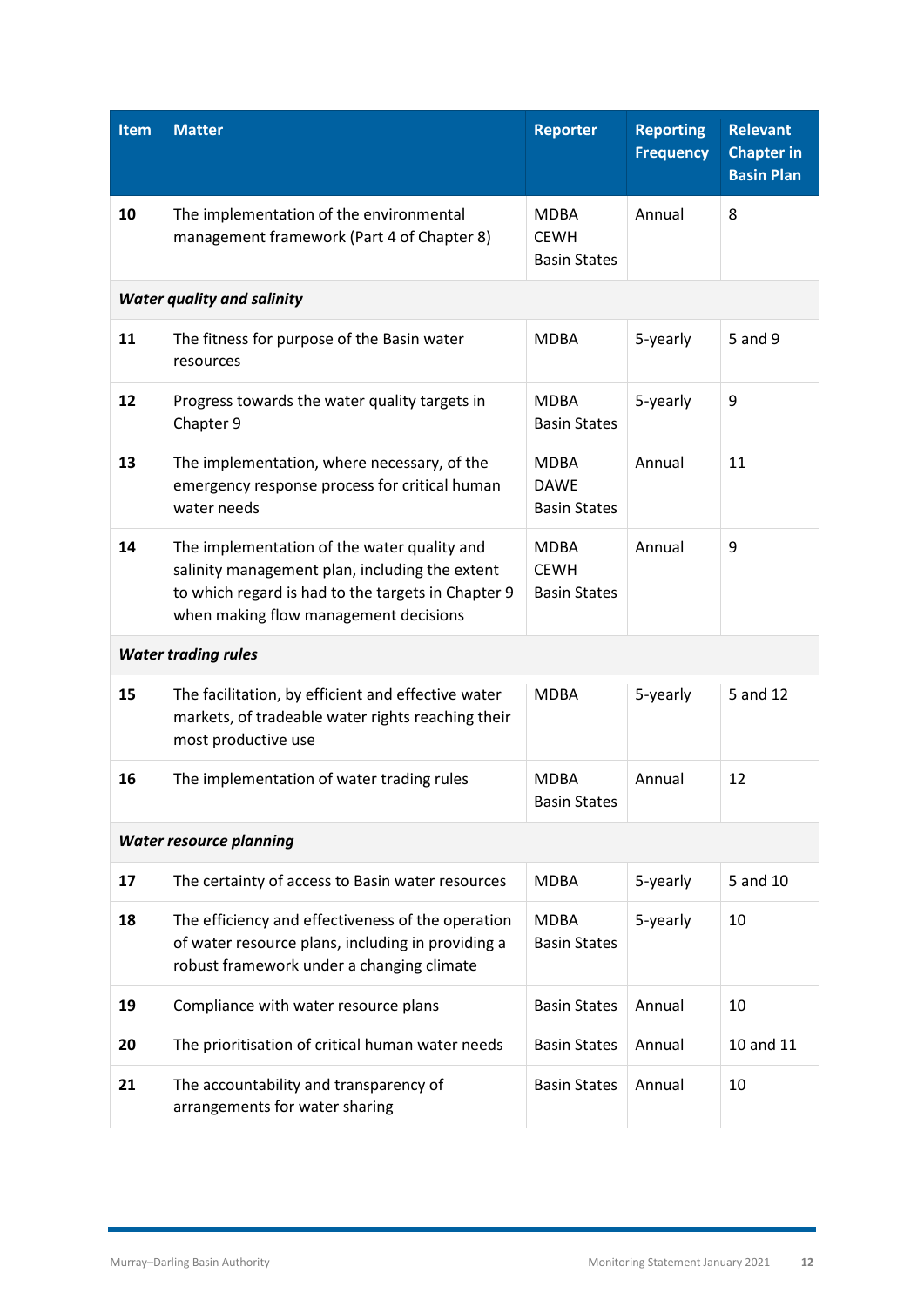| Item | Matter | Reporter | Reporting Frequency | Relevant Chapter in Basin Plan |
|---|---|---|---|---|
| **10** | The implementation of the environmental management framework (Part 4 of Chapter 8) | MDBA<br>CEWH<br>Basin States | Annual | 8 |
| ***Water quality and salinity*** | | | | |
| **11** | The fitness for purpose of the Basin water resources | MDBA | 5-yearly | 5 and 9 |
| **12** | Progress towards the water quality targets in Chapter 9 | MDBA<br>Basin States | 5-yearly | 9 |
| **13** | The implementation, where necessary, of the emergency response process for critical human water needs | MDBA<br>DAWE<br>Basin States | Annual | 11 |
| **14** | The implementation of the water quality and salinity management plan, including the extent to which regard is had to the targets in Chapter 9 when making flow management decisions | MDBA<br>CEWH<br>Basin States | Annual | 9 |
| ***Water trading rules*** | | | | |
| **15** | The facilitation, by efficient and effective water markets, of tradeable water rights reaching their most productive use | MDBA | 5-yearly | 5 and 12 |
| **16** | The implementation of water trading rules | MDBA<br>Basin States | Annual | 12 |
| ***Water resource planning*** | | | | |
| **17** | The certainty of access to Basin water resources | MDBA | 5-yearly | 5 and 10 |
| **18** | The efficiency and effectiveness of the operation of water resource plans, including in providing a robust framework under a changing climate | MDBA<br>Basin States | 5-yearly | 10 |
| **19** | Compliance with water resource plans | Basin States | Annual | 10 |
| **20** | The prioritisation of critical human water needs | Basin States | Annual | 10 and 11 |
| **21** | The accountability and transparency of arrangements for water sharing | Basin States | Annual | 10 |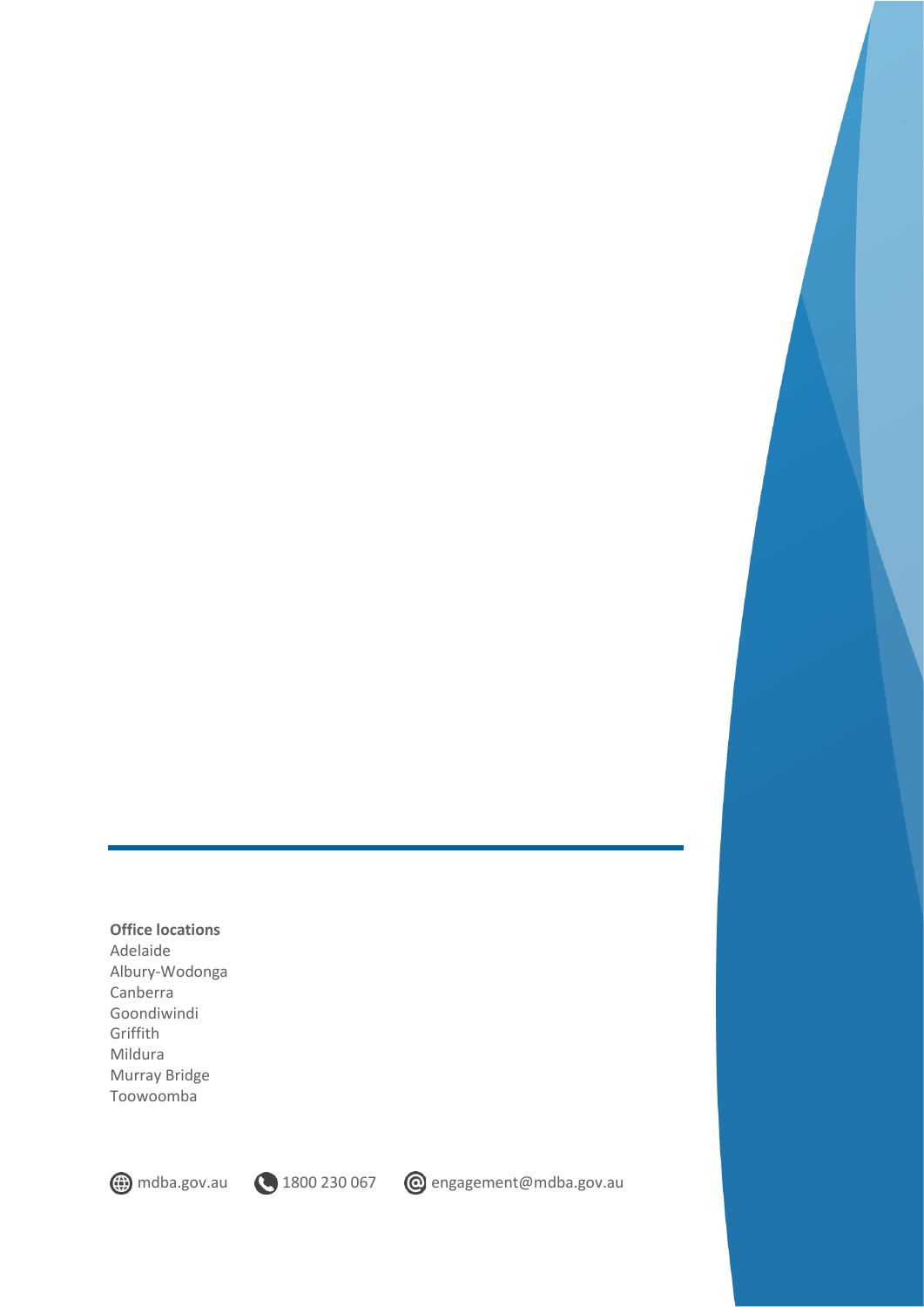**Office locations**
Adelaide
Albury-Wodonga
Canberra
Goondiwindi
Griffith
Mildura
Murray Bridge
Toowoomba

mdba.gov.au 1800 230 067 engagement@mdba.gov.au